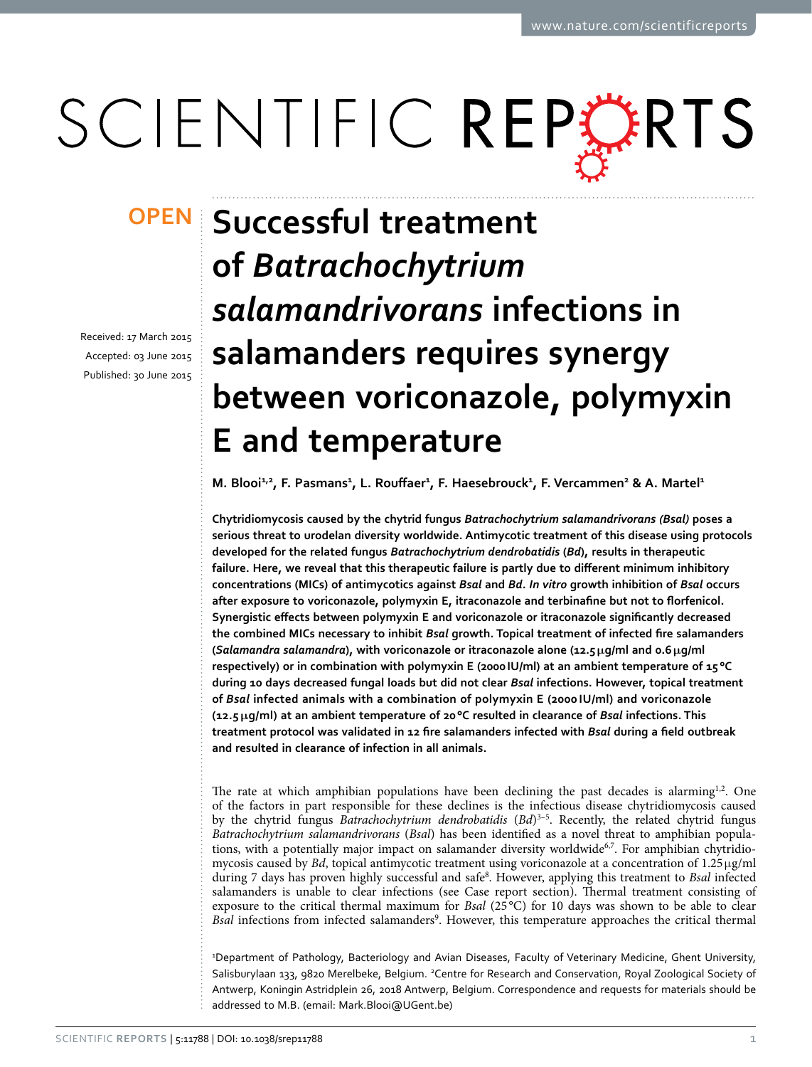# Successful treatment of *Batrachochytrium salamandrivorans* infections in salamanders requires synergy between voriconazole, polymyxin E and temperature

Received: 17 March 2015
Accepted: 03 June 2015
Published: 30 June 2015

M. Blooi[1,2], F. Pasmans[1], L. Rouffaer[1], F. Haesebrouck[1], F. Vercammen[2] & A. Martel[1]

**Chytridiomycosis caused by the chytrid fungus *Batrachochytrium salamandrivorans (Bsal)* poses a serious threat to urodelan diversity worldwide. Antimycotic treatment of this disease using protocols developed for the related fungus *Batrachochytrium dendrobatidis* (*Bd*), results in therapeutic failure. Here, we reveal that this therapeutic failure is partly due to different minimum inhibitory concentrations (MICs) of antimycotics against *Bsal* and *Bd*. *In vitro* growth inhibition of *Bsal* occurs after exposure to voriconazole, polymyxin E, itraconazole and terbinafine but not to florfenicol. Synergistic effects between polymyxin E and voriconazole or itraconazole significantly decreased the combined MICs necessary to inhibit *Bsal* growth. Topical treatment of infected fire salamanders (*Salamandra salamandra*), with voriconazole or itraconazole alone (12.5 μg/ml and 0.6 μg/ml respectively) or in combination with polymyxin E (2000 IU/ml) at an ambient temperature of 15 °C during 10 days decreased fungal loads but did not clear *Bsal* infections. However, topical treatment of *Bsal* infected animals with a combination of polymyxin E (2000 IU/ml) and voriconazole (12.5 μg/ml) at an ambient temperature of 20 °C resulted in clearance of *Bsal* infections. This treatment protocol was validated in 12 fire salamanders infected with *Bsal* during a field outbreak and resulted in clearance of infection in all animals.**

The rate at which amphibian populations have been declining the past decades is alarming[1,2]. One of the factors in part responsible for these declines is the infectious disease chytridiomycosis caused by the chytrid fungus *Batrachochytrium dendrobatidis* (*Bd*)[3–5]. Recently, the related chytrid fungus *Batrachochytrium salamandrivorans* (*Bsal*) has been identified as a novel threat to amphibian populations, with a potentially major impact on salamander diversity worldwide[6,7]. For amphibian chytridiomycosis caused by *Bd*, topical antimycotic treatment using voriconazole at a concentration of 1.25 μg/ml during 7 days has proven highly successful and safe[8]. However, applying this treatment to *Bsal* infected salamanders is unable to clear infections (see Case report section). Thermal treatment consisting of exposure to the critical thermal maximum for *Bsal* (25 °C) for 10 days was shown to be able to clear *Bsal* infections from infected salamanders[9]. However, this temperature approaches the critical thermal

[1]Department of Pathology, Bacteriology and Avian Diseases, Faculty of Veterinary Medicine, Ghent University, Salisburylaan 133, 9820 Merelbeke, Belgium. [2]Centre for Research and Conservation, Royal Zoological Society of Antwerp, Koningin Astridplein 26, 2018 Antwerp, Belgium. Correspondence and requests for materials should be addressed to M.B. (email: Mark.Blooi@UGent.be)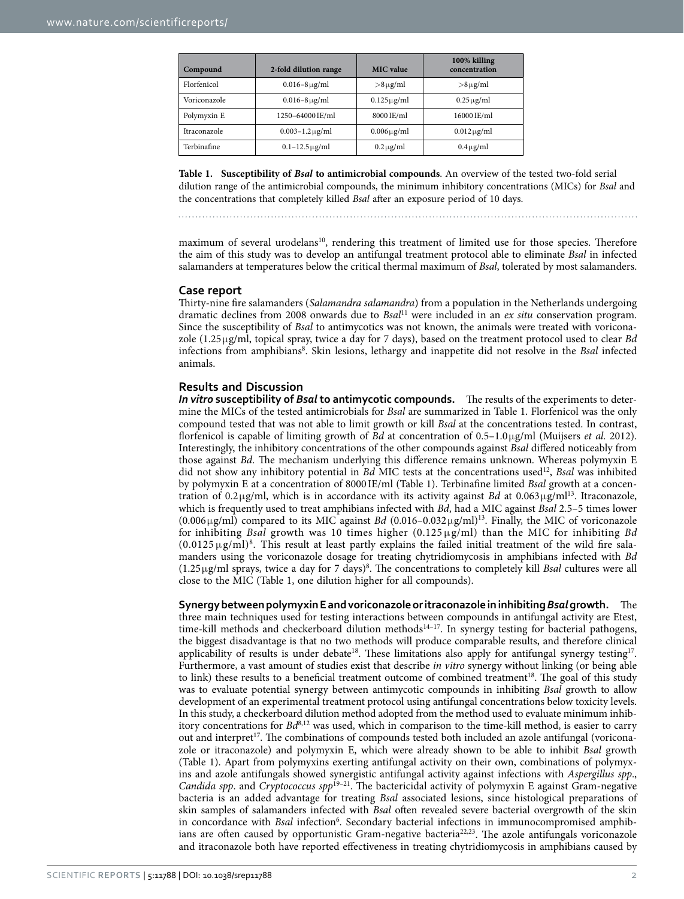| Compound | 2-fold dilution range | MIC value | 100% killing concentration |
|---|---|---|---|
| Florfenicol | 0.016–8 μg/ml | >8 μg/ml | >8 μg/ml |
| Voriconazole | 0.016–8 μg/ml | 0.125 μg/ml | 0.25 μg/ml |
| Polymyxin E | 1250–64000 IE/ml | 8000 IE/ml | 16000 IE/ml |
| Itraconazole | 0.003–1.2 μg/ml | 0.006 μg/ml | 0.012 μg/ml |
| Terbinafine | 0.1–12.5 μg/ml | 0.2 μg/ml | 0.4 μg/ml |

**Table 1. Susceptibility of *Bsal* to antimicrobial compounds**. An overview of the tested two-fold serial dilution range of the antimicrobial compounds, the minimum inhibitory concentrations (MICs) for *Bsal* and the concentrations that completely killed *Bsal* after an exposure period of 10 days.

maximum of several urodelans[10], rendering this treatment of limited use for those species. Therefore the aim of this study was to develop an antifungal treatment protocol able to eliminate *Bsal* in infected salamanders at temperatures below the critical thermal maximum of *Bsal*, tolerated by most salamanders.

## Case report

Thirty-nine fire salamanders (*Salamandra salamandra*) from a population in the Netherlands undergoing dramatic declines from 2008 onwards due to *Bsal*[11] were included in an *ex situ* conservation program. Since the susceptibility of *Bsal* to antimycotics was not known, the animals were treated with voriconazole (1.25 μg/ml, topical spray, twice a day for 7 days), based on the treatment protocol used to clear *Bd* infections from amphibians[8]. Skin lesions, lethargy and inappetite did not resolve in the *Bsal* infected animals.

## Results and Discussion

***In vitro* susceptibility of *Bsal* to antimycotic compounds.** The results of the experiments to determine the MICs of the tested antimicrobials for *Bsal* are summarized in Table 1. Florfenicol was the only compound tested that was not able to limit growth or kill *Bsal* at the concentrations tested. In contrast, florfenicol is capable of limiting growth of *Bd* at concentration of 0.5–1.0 μg/ml (Muijsers *et al*. 2012). Interestingly, the inhibitory concentrations of the other compounds against *Bsal* differed noticeably from those against *Bd*. The mechanism underlying this difference remains unknown. Whereas polymyxin E did not show any inhibitory potential in *Bd* MIC tests at the concentrations used[12], *Bsal* was inhibited by polymyxin E at a concentration of 8000 IE/ml (Table 1). Terbinafine limited *Bsal* growth at a concentration of 0.2 μg/ml, which is in accordance with its activity against *Bd* at 0.063 μg/ml[13]. Itraconazole, which is frequently used to treat amphibians infected with *Bd*, had a MIC against *Bsal* 2.5–5 times lower (0.006 μg/ml) compared to its MIC against *Bd* (0.016–0.032 μg/ml)[13]. Finally, the MIC of voriconazole for inhibiting *Bsal* growth was 10 times higher (0.125 μg/ml) than the MIC for inhibiting *Bd* (0.0125 μg/ml)[8]. This result at least partly explains the failed initial treatment of the wild fire salamanders using the voriconazole dosage for treating chytridiomycosis in amphibians infected with *Bd* (1.25 μg/ml sprays, twice a day for 7 days)[8]. The concentrations to completely kill *Bsal* cultures were all close to the MIC (Table 1, one dilution higher for all compounds).

**Synergy between polymyxin E and voriconazole or itraconazole in inhibiting *Bsal* growth.** The three main techniques used for testing interactions between compounds in antifungal activity are Etest, time-kill methods and checkerboard dilution methods[14–17]. In synergy testing for bacterial pathogens, the biggest disadvantage is that no two methods will produce comparable results, and therefore clinical applicability of results is under debate[18]. These limitations also apply for antifungal synergy testing[17]. Furthermore, a vast amount of studies exist that describe *in vitro* synergy without linking (or being able to link) these results to a beneficial treatment outcome of combined treatment[18]. The goal of this study was to evaluate potential synergy between antimycotic compounds in inhibiting *Bsal* growth to allow development of an experimental treatment protocol using antifungal concentrations below toxicity levels. In this study, a checkerboard dilution method adopted from the method used to evaluate minimum inhibitory concentrations for *Bd*[8,12] was used, which in comparison to the time-kill method, is easier to carry out and interpret[17]. The combinations of compounds tested both included an azole antifungal (voriconazole or itraconazole) and polymyxin E, which were already shown to be able to inhibit *Bsal* growth (Table 1). Apart from polymyxins exerting antifungal activity on their own, combinations of polymyxins and azole antifungals showed synergistic antifungal activity against infections with *Aspergillus spp*., *Candida spp*. and *Cryptococcus spp*[19–21]. The bactericidal activity of polymyxin E against Gram-negative bacteria is an added advantage for treating *Bsal* associated lesions, since histological preparations of skin samples of salamanders infected with *Bsal* often revealed severe bacterial overgrowth of the skin in concordance with *Bsal* infection[6]. Secondary bacterial infections in immunocompromised amphibians are often caused by opportunistic Gram-negative bacteria[22,23]. The azole antifungals voriconazole and itraconazole both have reported effectiveness in treating chytridiomycosis in amphibians caused by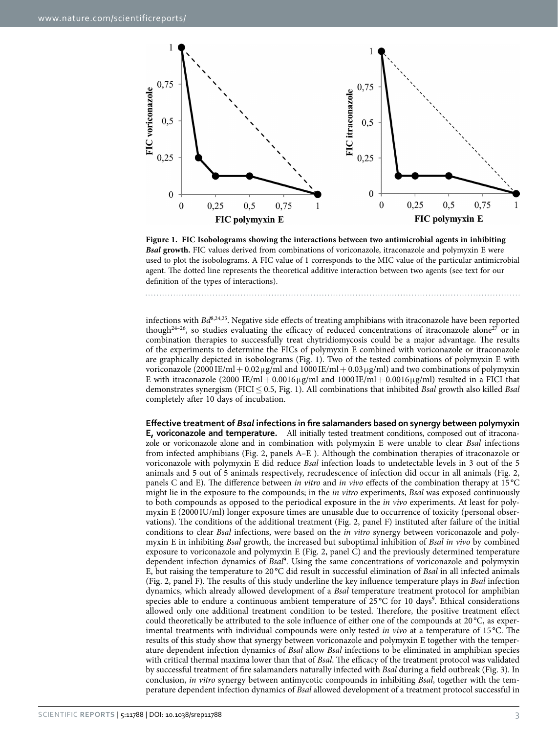**Figure 1. FIC Isobolograms showing the interactions between two antimicrobial agents in inhibiting *Bsal* growth.** FIC values derived from combinations of voriconazole, itraconazole and polymyxin E were used to plot the isobolograms. A FIC value of 1 corresponds to the MIC value of the particular antimicrobial agent. The dotted line represents the theoretical additive interaction between two agents (see text for our definition of the types of interactions).

infections with *Bd*[8,24,25]. Negative side effects of treating amphibians with itraconazole have been reported though[24–26], so studies evaluating the efficacy of reduced concentrations of itraconazole alone[27] or in combination therapies to successfully treat chytridiomycosis could be a major advantage. The results of the experiments to determine the FICs of polymyxin E combined with voriconazole or itraconazole are graphically depicted in isobolograms (Fig. 1). Two of the tested combinations of polymyxin E with voriconazole (2000 IE/ml + 0.02 µg/ml and 1000 IE/ml + 0.03 µg/ml) and two combinations of polymyxin E with itraconazole (2000 IE/ml + 0.0016 µg/ml and 1000 IE/ml + 0.0016 µg/ml) resulted in a FICI that demonstrates synergism (FICI ≤ 0.5, Fig. 1). All combinations that inhibited *Bsal* growth also killed *Bsal* completely after 10 days of incubation.

**Effective treatment of *Bsal* infections in fire salamanders based on synergy between polymyxin E, voriconazole and temperature.** All initially tested treatment conditions, composed out of itraconazole or voriconazole alone and in combination with polymyxin E were unable to clear *Bsal* infections from infected amphibians (Fig. 2, panels A–E ). Although the combination therapies of itraconazole or voriconazole with polymyxin E did reduce *Bsal* infection loads to undetectable levels in 3 out of the 5 animals and 5 out of 5 animals respectively, recrudescence of infection did occur in all animals (Fig. 2, panels C and E). The difference between *in vitro* and *in vivo* effects of the combination therapy at 15 °C might lie in the exposure to the compounds; in the *in vitro* experiments, *Bsal* was exposed continuously to both compounds as opposed to the periodical exposure in the *in vivo* experiments. At least for polymyxin E (2000 IU/ml) longer exposure times are unusable due to occurrence of toxicity (personal observations). The conditions of the additional treatment (Fig. 2, panel F) instituted after failure of the initial conditions to clear *Bsal* infections, were based on the *in vitro* synergy between voriconazole and polymyxin E in inhibiting *Bsal* growth, the increased but suboptimal inhibition of *Bsal in vivo* by combined exposure to voriconazole and polymyxin E (Fig. 2, panel C) and the previously determined temperature dependent infection dynamics of *Bsal*[9]. Using the same concentrations of voriconazole and polymyxin E, but raising the temperature to 20 °C did result in successful elimination of *Bsal* in all infected animals (Fig. 2, panel F). The results of this study underline the key influence temperature plays in *Bsal* infection dynamics, which already allowed development of a *Bsal* temperature treatment protocol for amphibian species able to endure a continuous ambient temperature of 25 °C for 10 days[9]. Ethical considerations allowed only one additional treatment condition to be tested. Therefore, the positive treatment effect could theoretically be attributed to the sole influence of either one of the compounds at 20 °C, as experimental treatments with individual compounds were only tested *in vivo* at a temperature of 15 °C. The results of this study show that synergy between voriconazole and polymyxin E together with the temperature dependent infection dynamics of *Bsal* allow *Bsal* infections to be eliminated in amphibian species with critical thermal maxima lower than that of *Bsal*. The efficacy of the treatment protocol was validated by successful treatment of fire salamanders naturally infected with *Bsal* during a field outbreak (Fig. 3). In conclusion, *in vitro* synergy between antimycotic compounds in inhibiting *Bsal*, together with the temperature dependent infection dynamics of *Bsal* allowed development of a treatment protocol successful in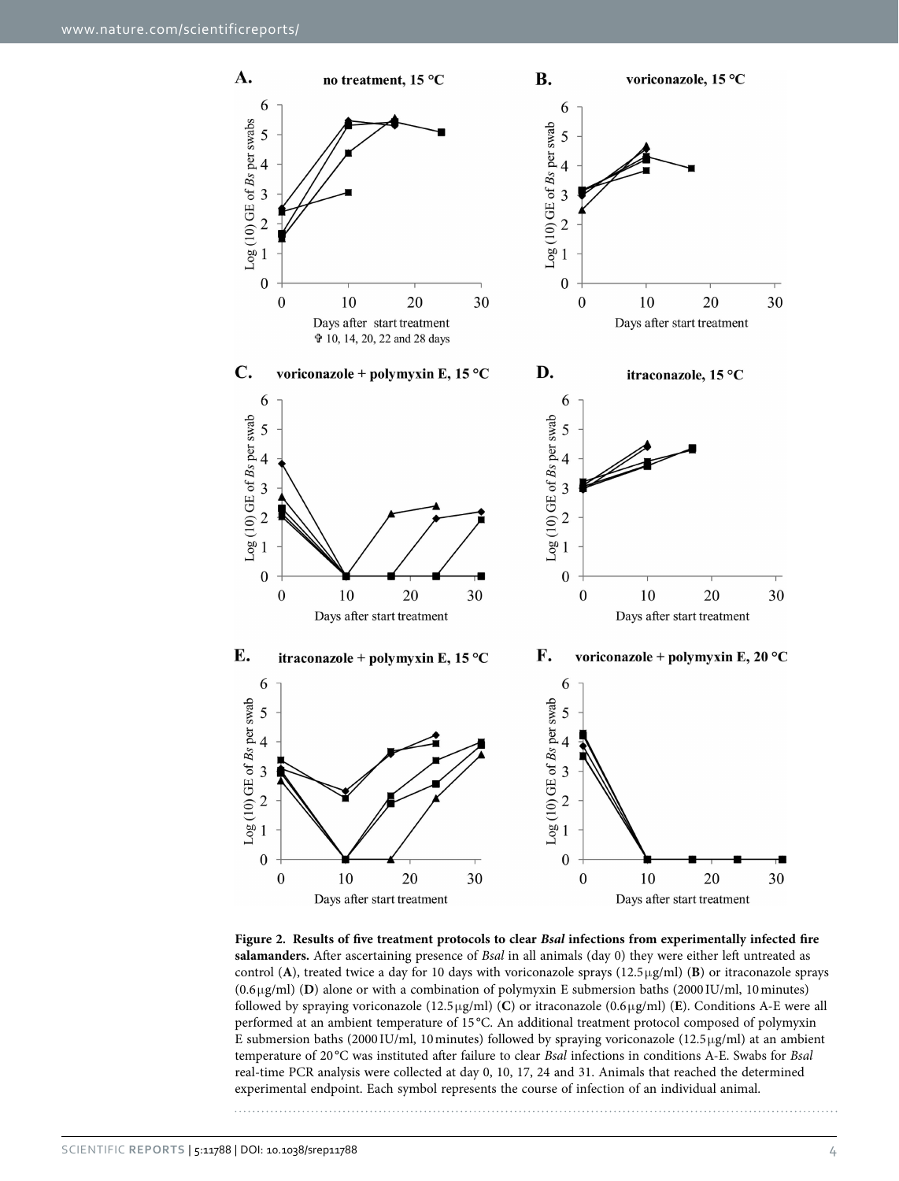**Figure 2. Results of five treatment protocols to clear *Bsal* infections from experimentally infected fire salamanders.** After ascertaining presence of *Bsal* in all animals (day 0) they were either left untreated as control (**A**), treated twice a day for 10 days with voriconazole sprays (12.5 μg/ml) (**B**) or itraconazole sprays (0.6 μg/ml) (**D**) alone or with a combination of polymyxin E submersion baths (2000 IU/ml, 10 minutes) followed by spraying voriconazole (12.5 μg/ml) (**C**) or itraconazole (0.6 μg/ml) (**E**). Conditions A-E were all performed at an ambient temperature of 15 °C. An additional treatment protocol composed of polymyxin E submersion baths (2000 IU/ml, 10 minutes) followed by spraying voriconazole (12.5 μg/ml) at an ambient temperature of 20 °C was instituted after failure to clear *Bsal* infections in conditions A-E. Swabs for *Bsal* real-time PCR analysis were collected at day 0, 10, 17, 24 and 31. Animals that reached the determined experimental endpoint. Each symbol represents the course of infection of an individual animal.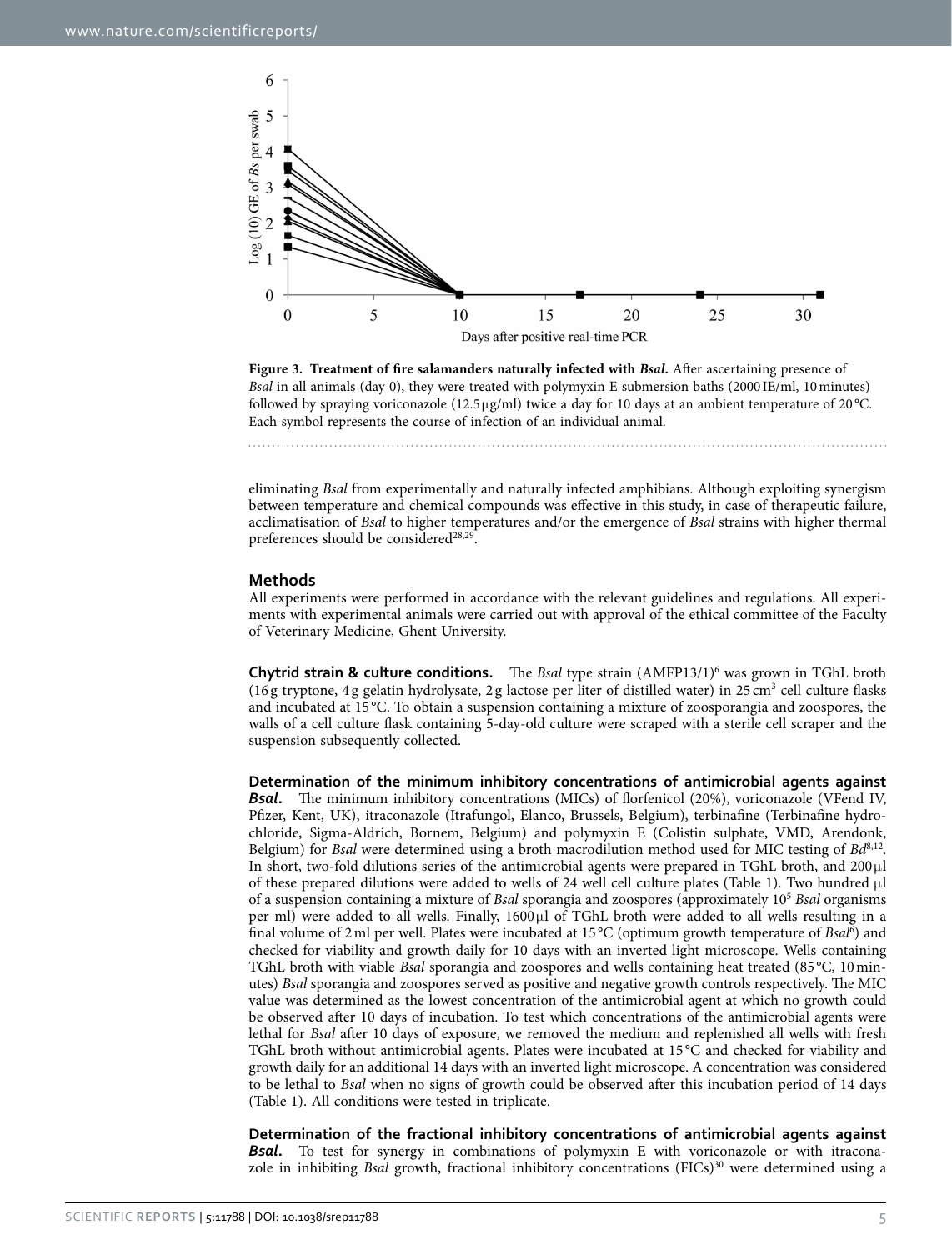**Figure 3. Treatment of fire salamanders naturally infected with *Bsal*.** After ascertaining presence of *Bsal* in all animals (day 0), they were treated with polymyxin E submersion baths (2000 IE/ml, 10 minutes) followed by spraying voriconazole (12.5 μg/ml) twice a day for 10 days at an ambient temperature of 20 °C. Each symbol represents the course of infection of an individual animal.

eliminating *Bsal* from experimentally and naturally infected amphibians. Although exploiting synergism between temperature and chemical compounds was effective in this study, in case of therapeutic failure, acclimatisation of *Bsal* to higher temperatures and/or the emergence of *Bsal* strains with higher thermal preferences should be considered[28,29].

## Methods

All experiments were performed in accordance with the relevant guidelines and regulations. All experiments with experimental animals were carried out with approval of the ethical committee of the Faculty of Veterinary Medicine, Ghent University.

**Chytrid strain & culture conditions.** The *Bsal* type strain (AMFP13/1)[6] was grown in TGhL broth (16 g tryptone, 4 g gelatin hydrolysate, 2 g lactose per liter of distilled water) in 25 $cm^3$ cell culture flasks and incubated at 15 °C. To obtain a suspension containing a mixture of zoosporangia and zoospores, the walls of a cell culture flask containing 5-day-old culture were scraped with a sterile cell scraper and the suspension subsequently collected.

**Determination of the minimum inhibitory concentrations of antimicrobial agents against *Bsal*.** The minimum inhibitory concentrations (MICs) of florfenicol (20%), voriconazole (VFend IV, Pfizer, Kent, UK), itraconazole (Itrafungol, Elanco, Brussels, Belgium), terbinafine (Terbinafine hydrochloride, Sigma-Aldrich, Bornem, Belgium) and polymyxin E (Colistin sulphate, VMD, Arendonk, Belgium) for *Bsal* were determined using a broth macrodilution method used for MIC testing of *Bd*[8,12]. In short, two-fold dilutions series of the antimicrobial agents were prepared in TGhL broth, and 200 μl of these prepared dilutions were added to wells of 24 well cell culture plates (Table 1). Two hundred μl of a suspension containing a mixture of *Bsal* sporangia and zoospores (approximately $10^5$ *Bsal* organisms per ml) were added to all wells. Finally, 1600 μl of TGhL broth were added to all wells resulting in a final volume of 2 ml per well. Plates were incubated at 15 °C (optimum growth temperature of *Bsal*[6]) and checked for viability and growth daily for 10 days with an inverted light microscope. Wells containing TGhL broth with viable *Bsal* sporangia and zoospores and wells containing heat treated (85 °C, 10 minutes) *Bsal* sporangia and zoospores served as positive and negative growth controls respectively. The MIC value was determined as the lowest concentration of the antimicrobial agent at which no growth could be observed after 10 days of incubation. To test which concentrations of the antimicrobial agents were lethal for *Bsal* after 10 days of exposure, we removed the medium and replenished all wells with fresh TGhL broth without antimicrobial agents. Plates were incubated at 15 °C and checked for viability and growth daily for an additional 14 days with an inverted light microscope. A concentration was considered to be lethal to *Bsal* when no signs of growth could be observed after this incubation period of 14 days (Table 1). All conditions were tested in triplicate.

**Determination of the fractional inhibitory concentrations of antimicrobial agents against *Bsal*.** To test for synergy in combinations of polymyxin E with voriconazole or with itraconazole in inhibiting *Bsal* growth, fractional inhibitory concentrations (FICs)[30] were determined using a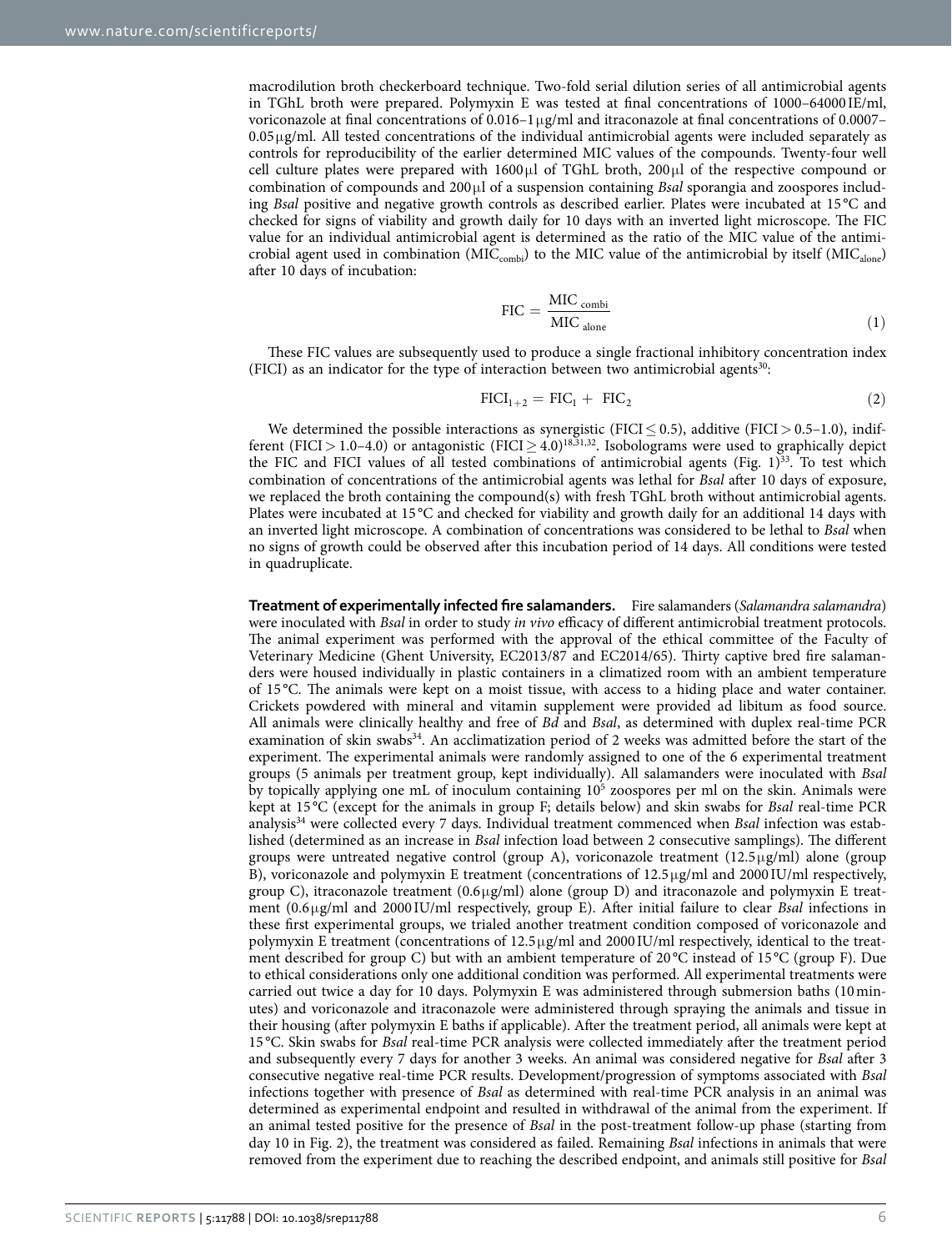macrodilution broth checkerboard technique. Two-fold serial dilution series of all antimicrobial agents in TGhL broth were prepared. Polymyxin E was tested at final concentrations of 1000–64000 IE/ml, voriconazole at final concentrations of 0.016–1 μg/ml and itraconazole at final concentrations of 0.0007–0.05 μg/ml. All tested concentrations of the individual antimicrobial agents were included separately as controls for reproducibility of the earlier determined MIC values of the compounds. Twenty-four well cell culture plates were prepared with 1600 μl of TGhL broth, 200 μl of the respective compound or combination of compounds and 200 μl of a suspension containing *Bsal* sporangia and zoospores including *Bsal* positive and negative growth controls as described earlier. Plates were incubated at 15 °C and checked for signs of viability and growth daily for 10 days with an inverted light microscope. The FIC value for an individual antimicrobial agent is determined as the ratio of the MIC value of the antimicrobial agent used in combination ($MIC_{combi}$) to the MIC value of the antimicrobial by itself ($MIC_{alone}$) after 10 days of incubation:

$$\mathrm{FIC} = \frac{\mathrm{MIC}_{\mathrm{combi}}}{\mathrm{MIC}_{\mathrm{alone}}} \tag{1}$$

These FIC values are subsequently used to produce a single fractional inhibitory concentration index (FICI) as an indicator for the type of interaction between two antimicrobial agents[30]:

$$\mathrm{FICI}_{1+2} = \mathrm{FIC}_1 + \mathrm{FIC}_2 \tag{2}$$

We determined the possible interactions as synergistic (FICI $\leq$ 0.5), additive (FICI $>$ 0.5–1.0), indifferent (FICI $>$ 1.0–4.0) or antagonistic (FICI $\geq$ 4.0)[18,31,32]. Isobolograms were used to graphically depict the FIC and FICI values of all tested combinations of antimicrobial agents (Fig. 1)[33]. To test which combination of concentrations of the antimicrobial agents was lethal for *Bsal* after 10 days of exposure, we replaced the broth containing the compound(s) with fresh TGhL broth without antimicrobial agents. Plates were incubated at 15 °C and checked for viability and growth daily for an additional 14 days with an inverted light microscope. A combination of concentrations was considered to be lethal to *Bsal* when no signs of growth could be observed after this incubation period of 14 days. All conditions were tested in quadruplicate.

**Treatment of experimentally infected fire salamanders.** Fire salamanders (*Salamandra salamandra*) were inoculated with *Bsal* in order to study *in vivo* efficacy of different antimicrobial treatment protocols. The animal experiment was performed with the approval of the ethical committee of the Faculty of Veterinary Medicine (Ghent University, EC2013/87 and EC2014/65). Thirty captive bred fire salamanders were housed individually in plastic containers in a climatized room with an ambient temperature of 15 °C. The animals were kept on a moist tissue, with access to a hiding place and water container. Crickets powdered with mineral and vitamin supplement were provided ad libitum as food source. All animals were clinically healthy and free of *Bd* and *Bsal*, as determined with duplex real-time PCR examination of skin swabs[34]. An acclimatization period of 2 weeks was admitted before the start of the experiment. The experimental animals were randomly assigned to one of the 6 experimental treatment groups (5 animals per treatment group, kept individually). All salamanders were inoculated with *Bsal* by topically applying one mL of inoculum containing $10^5$ zoospores per ml on the skin. Animals were kept at 15 °C (except for the animals in group F; details below) and skin swabs for *Bsal* real-time PCR analysis[34] were collected every 7 days. Individual treatment commenced when *Bsal* infection was established (determined as an increase in *Bsal* infection load between 2 consecutive samplings). The different groups were untreated negative control (group A), voriconazole treatment (12.5 μg/ml) alone (group B), voriconazole and polymyxin E treatment (concentrations of 12.5 μg/ml and 2000 IU/ml respectively, group C), itraconazole treatment (0.6 μg/ml) alone (group D) and itraconazole and polymyxin E treatment (0.6 μg/ml and 2000 IU/ml respectively, group E). After initial failure to clear *Bsal* infections in these first experimental groups, we trialed another treatment condition composed of voriconazole and polymyxin E treatment (concentrations of 12.5 μg/ml and 2000 IU/ml respectively, identical to the treatment described for group C) but with an ambient temperature of 20 °C instead of 15 °C (group F). Due to ethical considerations only one additional condition was performed. All experimental treatments were carried out twice a day for 10 days. Polymyxin E was administered through submersion baths (10 minutes) and voriconazole and itraconazole were administered through spraying the animals and tissue in their housing (after polymyxin E baths if applicable). After the treatment period, all animals were kept at 15 °C. Skin swabs for *Bsal* real-time PCR analysis were collected immediately after the treatment period and subsequently every 7 days for another 3 weeks. An animal was considered negative for *Bsal* after 3 consecutive negative real-time PCR results. Development/progression of symptoms associated with *Bsal* infections together with presence of *Bsal* as determined with real-time PCR analysis in an animal was determined as experimental endpoint and resulted in withdrawal of the animal from the experiment. If an animal tested positive for the presence of *Bsal* in the post-treatment follow-up phase (starting from day 10 in Fig. 2), the treatment was considered as failed. Remaining *Bsal* infections in animals that were removed from the experiment due to reaching the described endpoint, and animals still positive for *Bsal*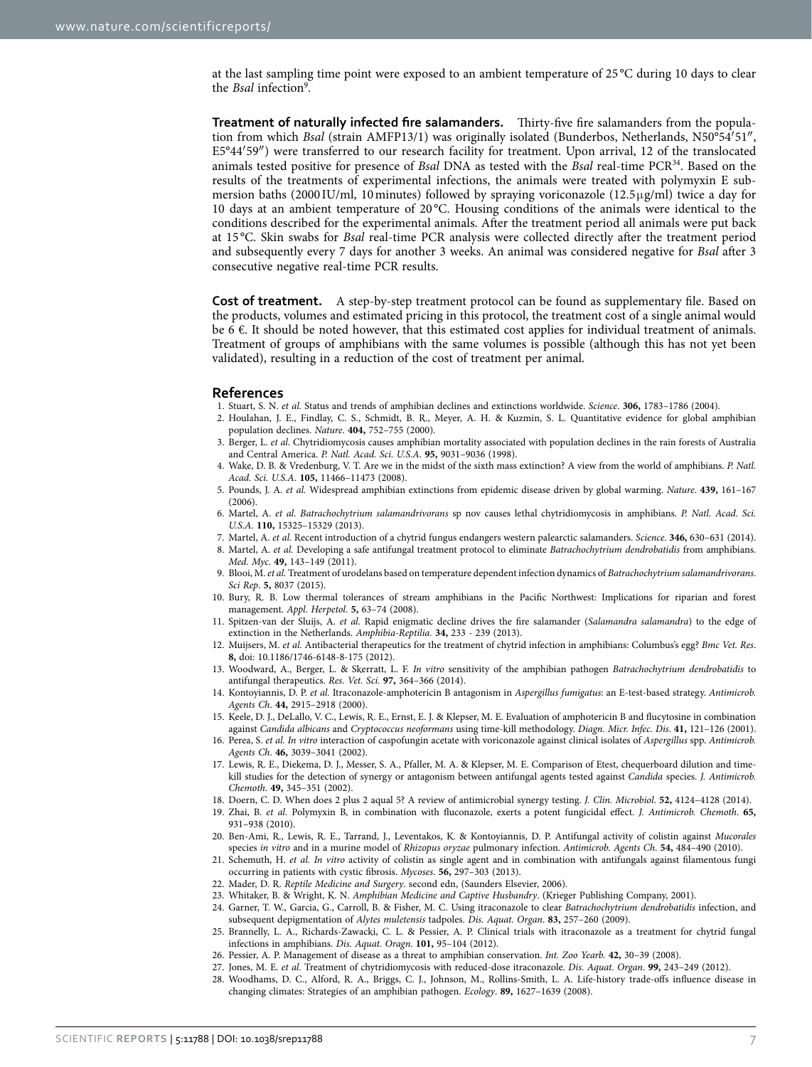at the last sampling time point were exposed to an ambient temperature of 25 °C during 10 days to clear the *Bsal* infection[9].

**Treatment of naturally infected fire salamanders.** Thirty-five fire salamanders from the population from which *Bsal* (strain AMFP13/1) was originally isolated (Bunderbos, Netherlands, N50°54′51″, E5°44′59″) were transferred to our research facility for treatment. Upon arrival, 12 of the translocated animals tested positive for presence of *Bsal* DNA as tested with the *Bsal* real-time PCR[34]. Based on the results of the treatments of experimental infections, the animals were treated with polymyxin E submersion baths (2000 IU/ml, 10 minutes) followed by spraying voriconazole (12.5 μg/ml) twice a day for 10 days at an ambient temperature of 20 °C. Housing conditions of the animals were identical to the conditions described for the experimental animals. After the treatment period all animals were put back at 15 °C. Skin swabs for *Bsal* real-time PCR analysis were collected directly after the treatment period and subsequently every 7 days for another 3 weeks. An animal was considered negative for *Bsal* after 3 consecutive negative real-time PCR results.

**Cost of treatment.** A step-by-step treatment protocol can be found as supplementary file. Based on the products, volumes and estimated pricing in this protocol, the treatment cost of a single animal would be 6 €. It should be noted however, that this estimated cost applies for individual treatment of animals. Treatment of groups of amphibians with the same volumes is possible (although this has not yet been validated), resulting in a reduction of the cost of treatment per animal.

## References

1. Stuart, S. N. *et al.* Status and trends of amphibian declines and extinctions worldwide. *Science*. **306,** 1783–1786 (2004).
2. Houlahan, J. E., Findlay, C. S., Schmidt, B. R., Meyer, A. H. & Kuzmin, S. L. Quantitative evidence for global amphibian population declines. *Nature*. **404,** 752–755 (2000).
3. Berger, L. *et al.* Chytridiomycosis causes amphibian mortality associated with population declines in the rain forests of Australia and Central America. *P. Natl. Acad. Sci. U.S.A*. **95,** 9031–9036 (1998).
4. Wake, D. B. & Vredenburg, V. T. Are we in the midst of the sixth mass extinction? A view from the world of amphibians. *P. Natl. Acad. Sci. U.S.A*. **105,** 11466–11473 (2008).
5. Pounds, J. A. *et al.* Widespread amphibian extinctions from epidemic disease driven by global warming. *Nature*. **439,** 161–167 (2006).
6. Martel, A. *et al. Batrachochytrium salamandrivorans* sp nov causes lethal chytridiomycosis in amphibians. *P. Natl. Acad. Sci. U.S.A*. **110,** 15325–15329 (2013).
7. Martel, A. *et al.* Recent introduction of a chytrid fungus endangers western palearctic salamanders. *Science*. **346,** 630–631 (2014).
8. Martel, A. *et al.* Developing a safe antifungal treatment protocol to eliminate *Batrachochytrium dendrobatidis* from amphibians. *Med. Myc*. **49,** 143–149 (2011).
9. Blooi, M. *et al.* Treatment of urodelans based on temperature dependent infection dynamics of *Batrachochytrium salamandrivorans*. *Sci Rep*. **5,** 8037 (2015).
10. Bury, R. B. Low thermal tolerances of stream amphibians in the Pacific Northwest: Implications for riparian and forest management. *Appl. Herpetol*. **5,** 63–74 (2008).
11. Spitzen-van der Sluijs, A. *et al.* Rapid enigmatic decline drives the fire salamander (*Salamandra salamandra*) to the edge of extinction in the Netherlands. *Amphibia-Reptilia*. **34,** 233 - 239 (2013).
12. Muijsers, M. *et al.* Antibacterial therapeutics for the treatment of chytrid infection in amphibians: Columbus's egg? *Bmc Vet. Res*. **8,** doi: 10.1186/1746-6148-8-175 (2012).
13. Woodward, A., Berger, L. & Skerratt, L. F. *In vitro* sensitivity of the amphibian pathogen *Batrachochytrium dendrobatidis* to antifungal therapeutics. *Res. Vet. Sci*. **97,** 364–366 (2014).
14. Kontoyiannis, D. P. *et al.* Itraconazole-amphotericin B antagonism in *Aspergillus fumigatus*: an E-test-based strategy. *Antimicrob. Agents Ch*. **44,** 2915–2918 (2000).
15. Keele, D. J., DeLallo, V. C., Lewis, R. E., Ernst, E. J. & Klepser, M. E. Evaluation of amphotericin B and flucytosine in combination against *Candida albicans* and *Cryptococcus neoformans* using time-kill methodology. *Diagn. Micr. Infec. Dis*. **41,** 121–126 (2001).
16. Perea, S. *et al. In vitro* interaction of caspofungin acetate with voriconazole against clinical isolates of *Aspergillus* spp. *Antimicrob. Agents Ch*. **46,** 3039–3041 (2002).
17. Lewis, R. E., Diekema, D. J., Messer, S. A., Pfaller, M. A. & Klepser, M. E. Comparison of Etest, chequerboard dilution and time-kill studies for the detection of synergy or antagonism between antifungal agents tested against *Candida* species. *J. Antimicrob. Chemoth*. **49,** 345–351 (2002).
18. Doern, C. D. When does 2 plus 2 aqual 5? A review of antimicrobial synergy testing. *J. Clin. Microbiol*. **52,** 4124–4128 (2014).
19. Zhai, B. *et al.* Polymyxin B, in combination with fluconazole, exerts a potent fungicidal effect. *J. Antimicrob. Chemoth*. **65,** 931–938 (2010).
20. Ben-Ami, R., Lewis, R. E., Tarrand, J., Leventakos, K. & Kontoyiannis, D. P. Antifungal activity of colistin against *Mucorales* species *in vitro* and in a murine model of *Rhizopus oryzae* pulmonary infection. *Antimicrob. Agents Ch*. **54,** 484–490 (2010).
21. Schemuth, H. *et al. In vitro* activity of colistin as single agent and in combination with antifungals against filamentous fungi occurring in patients with cystic fibrosis. *Mycoses*. **56,** 297–303 (2013).
22. Mader, D. R. *Reptile Medicine and Surgery*. second edn, (Saunders Elsevier, 2006).
23. Whitaker, B. & Wright, K. N. *Amphibian Medicine and Captive Husbandry*. (Krieger Publishing Company, 2001).
24. Garner, T. W., Garcia, G., Carroll, B. & Fisher, M. C. Using itraconazole to clear *Batrachochytrium dendrobatidis* infection, and subsequent depigmentation of *Alytes muletensis* tadpoles. *Dis. Aquat. Organ*. **83,** 257–260 (2009).
25. Brannelly, L. A., Richards-Zawacki, C. L. & Pessier, A. P. Clinical trials with itraconazole as a treatment for chytrid fungal infections in amphibians. *Dis. Aquat. Oragn*. **101,** 95–104 (2012).
26. Pessier, A. P. Management of disease as a threat to amphibian conservation. *Int. Zoo Yearb*. **42,** 30–39 (2008).
27. Jones, M. E. *et al.* Treatment of chytridiomycosis with reduced-dose itraconazole. *Dis. Aquat. Organ*. **99,** 243–249 (2012).
28. Woodhams, D. C., Alford, R. A., Briggs, C. J., Johnson, M., Rollins-Smith, L. A. Life-history trade-offs influence disease in changing climates: Strategies of an amphibian pathogen. *Ecology*. **89,** 1627–1639 (2008).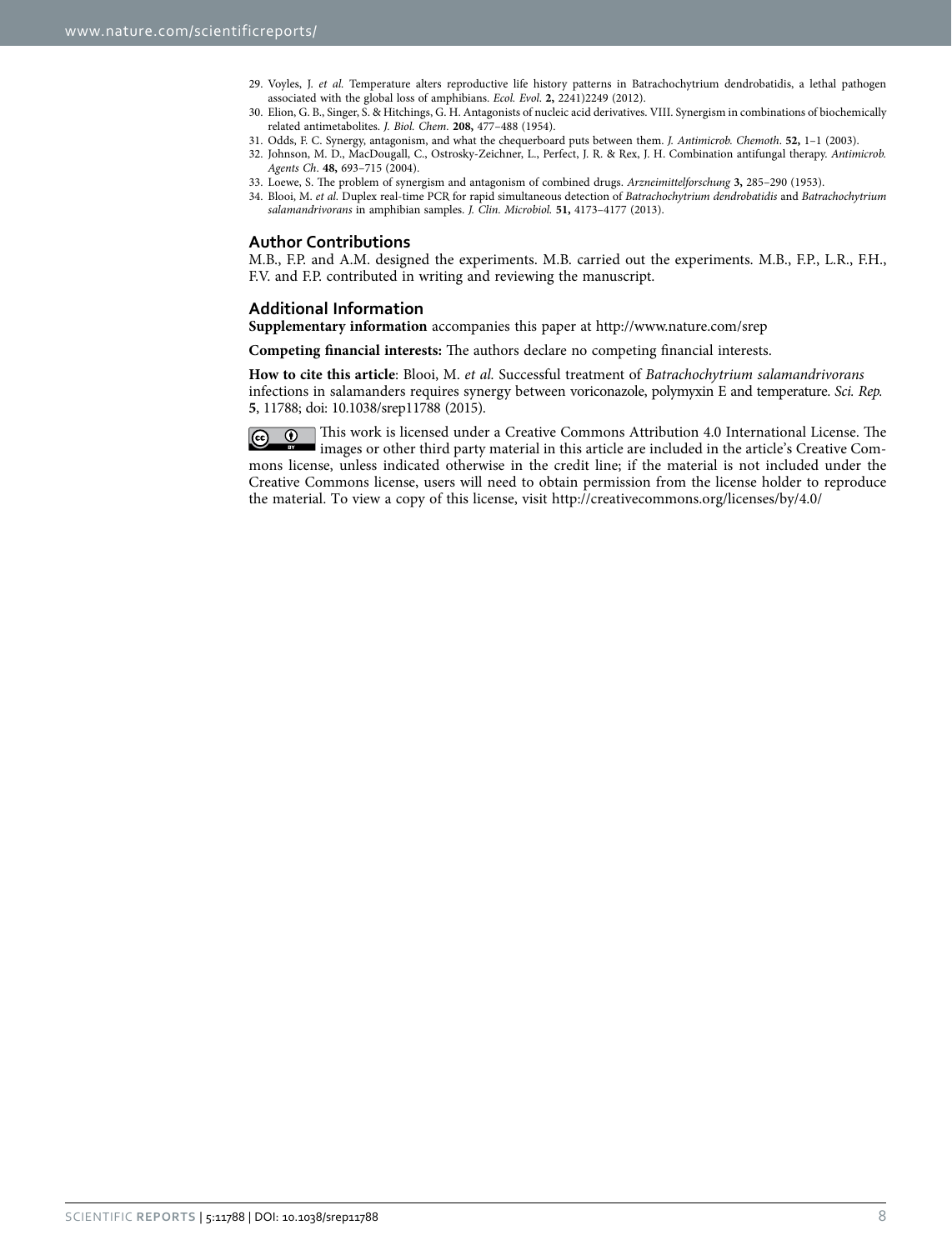29. Voyles, J. *et al.* Temperature alters reproductive life history patterns in Batrachochytrium dendrobatidis, a lethal pathogen associated with the global loss of amphibians. *Ecol. Evol.* **2,** 2241)2249 (2012).
30. Elion, G. B., Singer, S. & Hitchings, G. H. Antagonists of nucleic acid derivatives. VIII. Synergism in combinations of biochemically related antimetabolites. *J. Biol. Chem.* **208,** 477–488 (1954).
31. Odds, F. C. Synergy, antagonism, and what the chequerboard puts between them. *J. Antimicrob. Chemoth*. **52,** 1–1 (2003).
32. Johnson, M. D., MacDougall, C., Ostrosky-Zeichner, L., Perfect, J. R. & Rex, J. H. Combination antifungal therapy. *Antimicrob. Agents Ch*. **48,** 693–715 (2004).
33. Loewe, S. The problem of synergism and antagonism of combined drugs. *Arzneimittelforschung* **3,** 285–290 (1953).
34. Blooi, M. *et al.* Duplex real-time PCR for rapid simultaneous detection of *Batrachochytrium dendrobatidis* and *Batrachochytrium salamandrivorans* in amphibian samples. *J. Clin. Microbiol.* **51,** 4173–4177 (2013).

## Author Contributions

M.B., F.P. and A.M. designed the experiments. M.B. carried out the experiments. M.B., F.P., L.R., F.H., F.V. and F.P. contributed in writing and reviewing the manuscript.

## Additional Information

**Supplementary information** accompanies this paper at http://www.nature.com/srep

**Competing financial interests:** The authors declare no competing financial interests.

**How to cite this article**: Blooi, M. *et al.* Successful treatment of *Batrachochytrium salamandrivorans* infections in salamanders requires synergy between voriconazole, polymyxin E and temperature. *Sci. Rep.* **5**, 11788; doi: 10.1038/srep11788 (2015).

This work is licensed under a Creative Commons Attribution 4.0 International License. The images or other third party material in this article are included in the article's Creative Commons license, unless indicated otherwise in the credit line; if the material is not included under the Creative Commons license, users will need to obtain permission from the license holder to reproduce the material. To view a copy of this license, visit http://creativecommons.org/licenses/by/4.0/